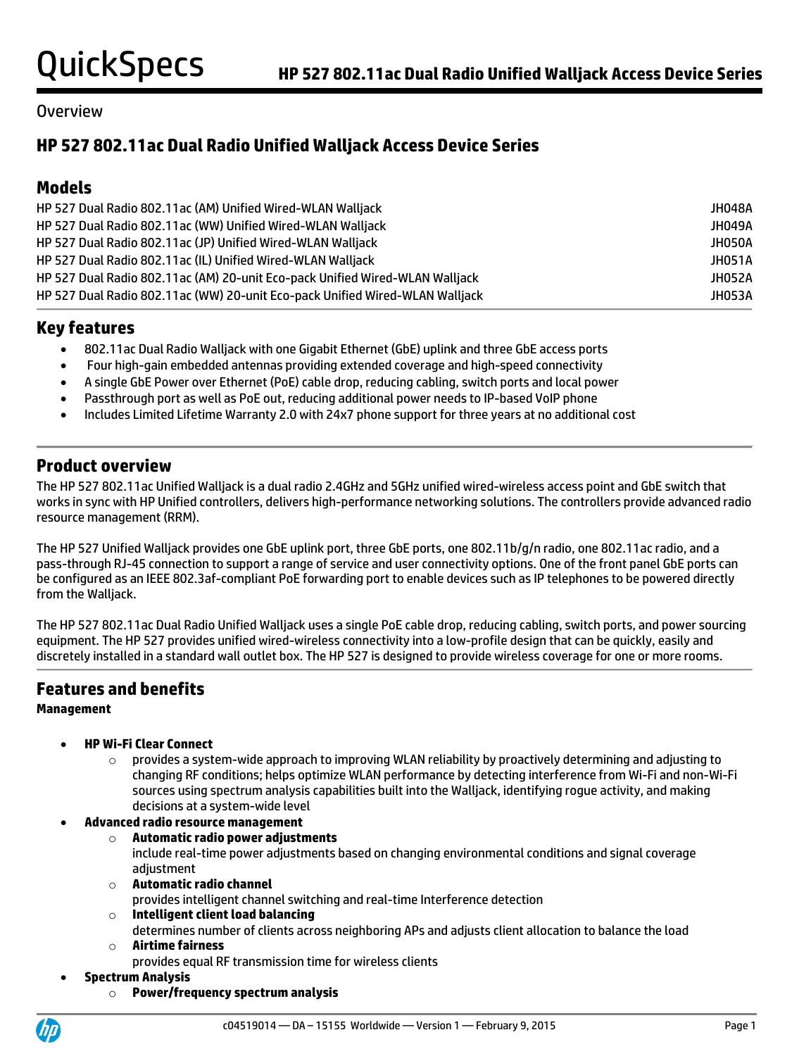# HP 527 802.11ac Dual Radio Unified Walljack Access Device Series

Overview

## HP 527 802.11ac Dual Radio Unified Walljack Access Device Series

### Models

| | |
|---|---|
| HP 527 Dual Radio 802.11ac (AM) Unified Wired-WLAN Walljack | JH048A |
| HP 527 Dual Radio 802.11ac (WW) Unified Wired-WLAN Walljack | JH049A |
| HP 527 Dual Radio 802.11ac (JP) Unified Wired-WLAN Walljack | JH050A |
| HP 527 Dual Radio 802.11ac (IL) Unified Wired-WLAN Walljack | JH051A |
| HP 527 Dual Radio 802.11ac (AM) 20-unit Eco-pack Unified Wired-WLAN Walljack | JH052A |
| HP 527 Dual Radio 802.11ac (WW) 20-unit Eco-pack Unified Wired-WLAN Walljack | JH053A |

### Key features

- 802.11ac Dual Radio Walljack with one Gigabit Ethernet (GbE) uplink and three GbE access ports
- Four high-gain embedded antennas providing extended coverage and high-speed connectivity
- A single GbE Power over Ethernet (PoE) cable drop, reducing cabling, switch ports and local power
- Passthrough port as well as PoE out, reducing additional power needs to IP-based VoIP phone
- Includes Limited Lifetime Warranty 2.0 with 24x7 phone support for three years at no additional cost

### Product overview

The HP 527 802.11ac Unified Walljack is a dual radio 2.4GHz and 5GHz unified wired-wireless access point and GbE switch that works in sync with HP Unified controllers, delivers high-performance networking solutions. The controllers provide advanced radio resource management (RRM).

The HP 527 Unified Walljack provides one GbE uplink port, three GbE ports, one 802.11b/g/n radio, one 802.11ac radio, and a pass-through RJ-45 connection to support a range of service and user connectivity options. One of the front panel GbE ports can be configured as an IEEE 802.3af-compliant PoE forwarding port to enable devices such as IP telephones to be powered directly from the Walljack.

The HP 527 802.11ac Dual Radio Unified Walljack uses a single PoE cable drop, reducing cabling, switch ports, and power sourcing equipment. The HP 527 provides unified wired-wireless connectivity into a low-profile design that can be quickly, easily and discretely installed in a standard wall outlet box. The HP 527 is designed to provide wireless coverage for one or more rooms.

### Features and benefits

**Management**

- **HP Wi-Fi Clear Connect**
  - provides a system-wide approach to improving WLAN reliability by proactively determining and adjusting to changing RF conditions; helps optimize WLAN performance by detecting interference from Wi-Fi and non-Wi-Fi sources using spectrum analysis capabilities built into the Walljack, identifying rogue activity, and making decisions at a system-wide level
- **Advanced radio resource management**
  - **Automatic radio power adjustments**
    include real-time power adjustments based on changing environmental conditions and signal coverage adjustment
  - **Automatic radio channel**
    provides intelligent channel switching and real-time Interference detection
  - **Intelligent client load balancing**
    determines number of clients across neighboring APs and adjusts client allocation to balance the load
  - **Airtime fairness**
    provides equal RF transmission time for wireless clients
- **Spectrum Analysis**
  - **Power/frequency spectrum analysis**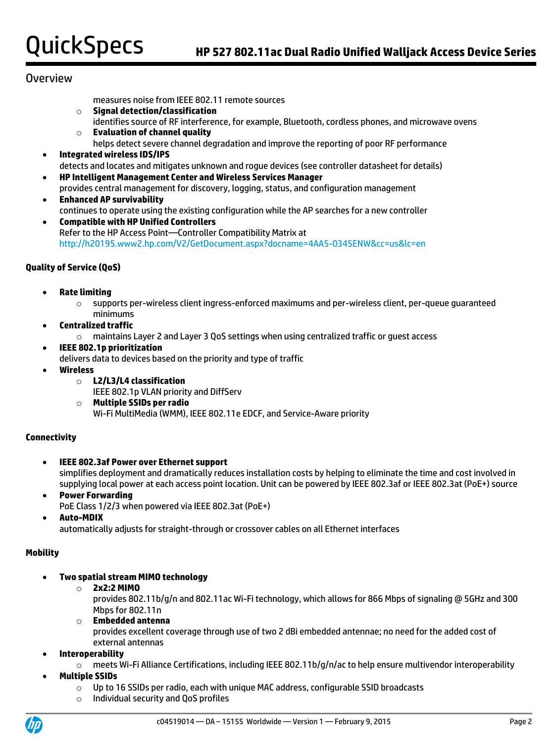measures noise from IEEE 802.11 remote sources
    - **Signal detection/classification**
      identifies source of RF interference, for example, Bluetooth, cordless phones, and microwave ovens
    - **Evaluation of channel quality**
      helps detect severe channel degradation and improve the reporting of poor RF performance
- **Integrated wireless IDS/IPS**
  detects and locates and mitigates unknown and rogue devices (see controller datasheet for details)
- **HP Intelligent Management Center and Wireless Services Manager**
  provides central management for discovery, logging, status, and configuration management
- **Enhanced AP survivability**
  continues to operate using the existing configuration while the AP searches for a new controller
- **Compatible with HP Unified Controllers**
  Refer to the HP Access Point—Controller Compatibility Matrix at
  http://h20195.www2.hp.com/V2/GetDocument.aspx?docname=4AA5-0345ENW&cc=us&lc=en

**Quality of Service (QoS)**

- **Rate limiting**
    - supports per-wireless client ingress-enforced maximums and per-wireless client, per-queue guaranteed minimums
- **Centralized traffic**
    - maintains Layer 2 and Layer 3 QoS settings when using centralized traffic or guest access
- **IEEE 802.1p prioritization**
  delivers data to devices based on the priority and type of traffic
- **Wireless**
    - **L2/L3/L4 classification**
      IEEE 802.1p VLAN priority and DiffServ
    - **Multiple SSIDs per radio**
      Wi-Fi MultiMedia (WMM), IEEE 802.11e EDCF, and Service-Aware priority

**Connectivity**

- **IEEE 802.3af Power over Ethernet support**
  simplifies deployment and dramatically reduces installation costs by helping to eliminate the time and cost involved in supplying local power at each access point location. Unit can be powered by IEEE 802.3af or IEEE 802.3at (PoE+) source
- **Power Forwarding**
  PoE Class 1/2/3 when powered via IEEE 802.3at (PoE+)
- **Auto-MDIX**
  automatically adjusts for straight-through or crossover cables on all Ethernet interfaces

**Mobility**

- **Two spatial stream MIMO technology**
    - **2x2:2 MIMO**
      provides 802.11b/g/n and 802.11ac Wi-Fi technology, which allows for 866 Mbps of signaling @ 5GHz and 300 Mbps for 802.11n
    - **Embedded antenna**
      provides excellent coverage through use of two 2 dBi embedded antennae; no need for the added cost of external antennas
- **Interoperability**
    - meets Wi-Fi Alliance Certifications, including IEEE 802.11b/g/n/ac to help ensure multivendor interoperability
- **Multiple SSIDs**
    - Up to 16 SSIDs per radio, each with unique MAC address, configurable SSID broadcasts
    - Individual security and QoS profiles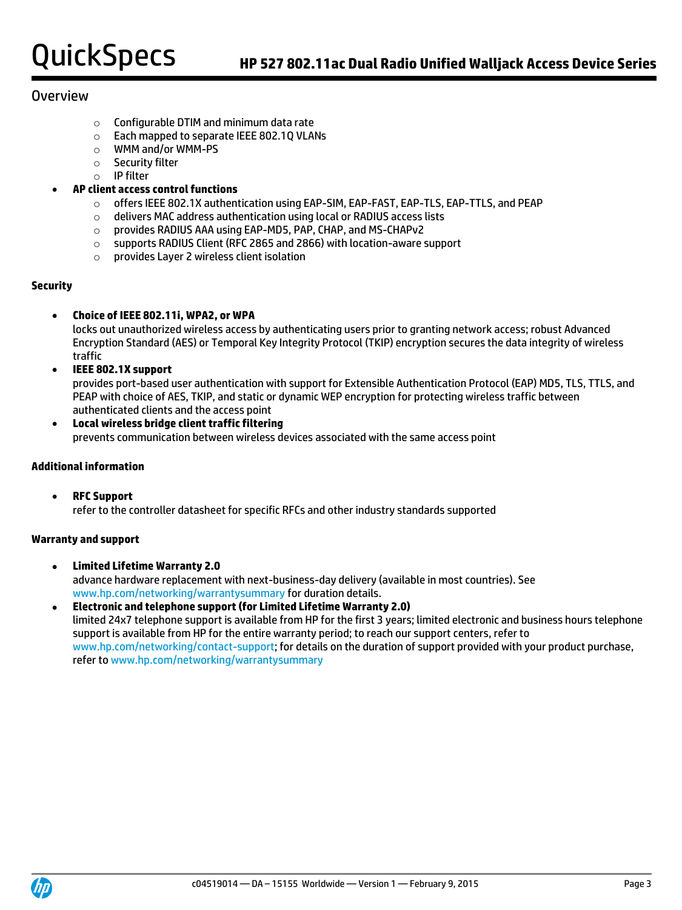## Overview

- Configurable DTIM and minimum data rate
- Each mapped to separate IEEE 802.1Q VLANs
- WMM and/or WMM-PS
- Security filter
- IP filter

- **AP client access control functions**
  - offers IEEE 802.1X authentication using EAP-SIM, EAP-FAST, EAP-TLS, EAP-TTLS, and PEAP
  - delivers MAC address authentication using local or RADIUS access lists
  - provides RADIUS AAA using EAP-MD5, PAP, CHAP, and MS-CHAPv2
  - supports RADIUS Client (RFC 2865 and 2866) with location-aware support
  - provides Layer 2 wireless client isolation

### Security

- **Choice of IEEE 802.11i, WPA2, or WPA**
  locks out unauthorized wireless access by authenticating users prior to granting network access; robust Advanced Encryption Standard (AES) or Temporal Key Integrity Protocol (TKIP) encryption secures the data integrity of wireless traffic
- **IEEE 802.1X support**
  provides port-based user authentication with support for Extensible Authentication Protocol (EAP) MD5, TLS, TTLS, and PEAP with choice of AES, TKIP, and static or dynamic WEP encryption for protecting wireless traffic between authenticated clients and the access point
- **Local wireless bridge client traffic filtering**
  prevents communication between wireless devices associated with the same access point

### Additional information

- **RFC Support**
  refer to the controller datasheet for specific RFCs and other industry standards supported

### Warranty and support

- **Limited Lifetime Warranty 2.0**
  advance hardware replacement with next-business-day delivery (available in most countries). See www.hp.com/networking/warrantysummary for duration details.
- **Electronic and telephone support (for Limited Lifetime Warranty 2.0)**
  limited 24x7 telephone support is available from HP for the first 3 years; limited electronic and business hours telephone support is available from HP for the entire warranty period; to reach our support centers, refer to www.hp.com/networking/contact-support; for details on the duration of support provided with your product purchase, refer to www.hp.com/networking/warrantysummary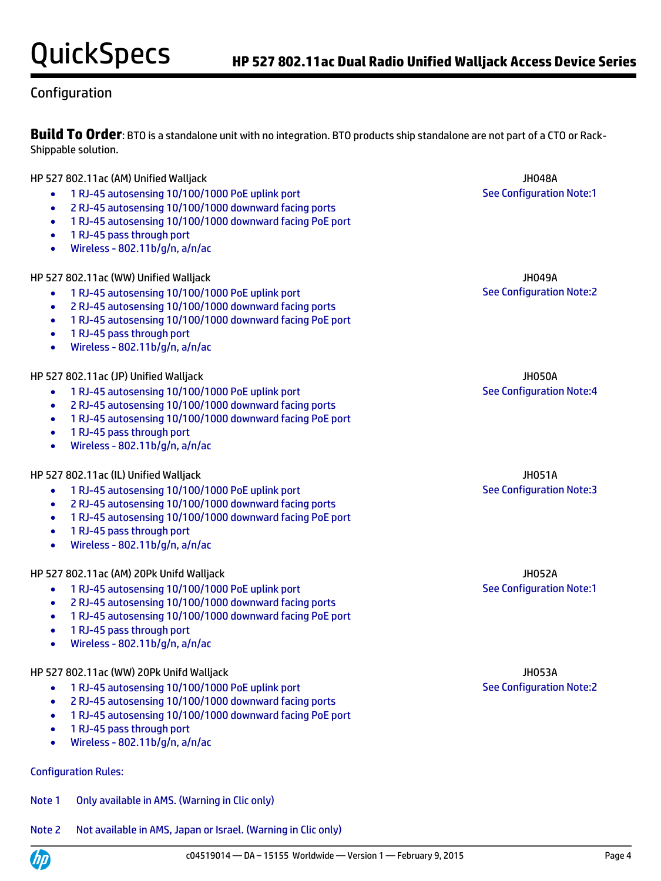## Configuration

**Build To Order**: BTO is a standalone unit with no integration. BTO products ship standalone are not part of a CTO or Rack-Shippable solution.

HP 527 802.11ac (AM) Unified Walljack — JH048A — See Configuration Note:1

- 1 RJ-45 autosensing 10/100/1000 PoE uplink port
- 2 RJ-45 autosensing 10/100/1000 downward facing ports
- 1 RJ-45 autosensing 10/100/1000 downward facing PoE port
- 1 RJ-45 pass through port
- Wireless - 802.11b/g/n, a/n/ac

HP 527 802.11ac (WW) Unified Walljack — JH049A — See Configuration Note:2

- 1 RJ-45 autosensing 10/100/1000 PoE uplink port
- 2 RJ-45 autosensing 10/100/1000 downward facing ports
- 1 RJ-45 autosensing 10/100/1000 downward facing PoE port
- 1 RJ-45 pass through port
- Wireless - 802.11b/g/n, a/n/ac

HP 527 802.11ac (JP) Unified Walljack — JH050A — See Configuration Note:4

- 1 RJ-45 autosensing 10/100/1000 PoE uplink port
- 2 RJ-45 autosensing 10/100/1000 downward facing ports
- 1 RJ-45 autosensing 10/100/1000 downward facing PoE port
- 1 RJ-45 pass through port
- Wireless - 802.11b/g/n, a/n/ac

HP 527 802.11ac (IL) Unified Walljack — JH051A — See Configuration Note:3

- 1 RJ-45 autosensing 10/100/1000 PoE uplink port
- 2 RJ-45 autosensing 10/100/1000 downward facing ports
- 1 RJ-45 autosensing 10/100/1000 downward facing PoE port
- 1 RJ-45 pass through port
- Wireless - 802.11b/g/n, a/n/ac

HP 527 802.11ac (AM) 20Pk Unifd Walljack — JH052A — See Configuration Note:1

- 1 RJ-45 autosensing 10/100/1000 PoE uplink port
- 2 RJ-45 autosensing 10/100/1000 downward facing ports
- 1 RJ-45 autosensing 10/100/1000 downward facing PoE port
- 1 RJ-45 pass through port
- Wireless - 802.11b/g/n, a/n/ac

HP 527 802.11ac (WW) 20Pk Unifd Walljack — JH053A — See Configuration Note:2

- 1 RJ-45 autosensing 10/100/1000 PoE uplink port
- 2 RJ-45 autosensing 10/100/1000 downward facing ports
- 1 RJ-45 autosensing 10/100/1000 downward facing PoE port
- 1 RJ-45 pass through port
- Wireless - 802.11b/g/n, a/n/ac

Configuration Rules:

Note 1 Only available in AMS. (Warning in Clic only)

Note 2 Not available in AMS, Japan or Israel. (Warning in Clic only)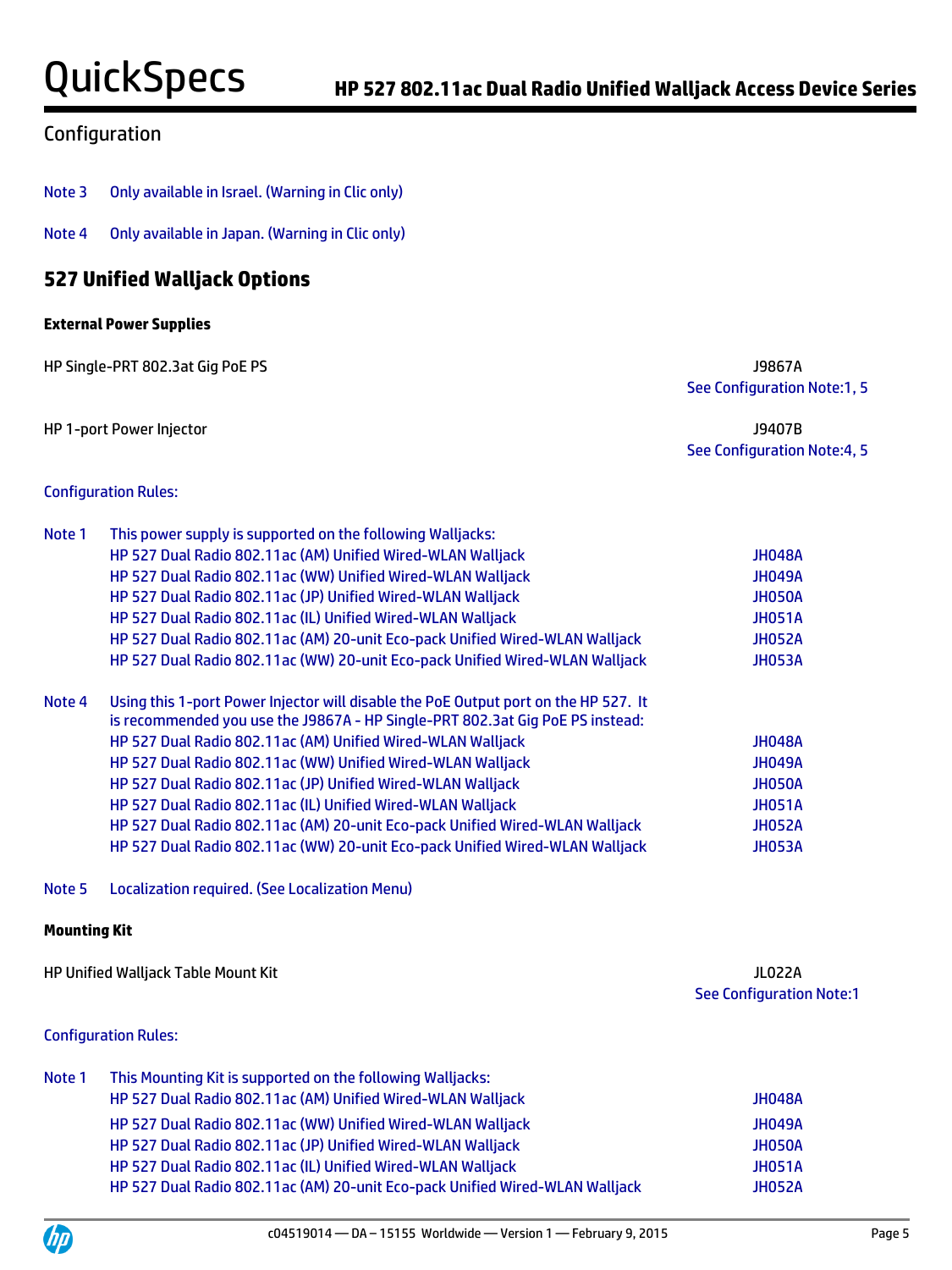## Configuration

Note 3 Only available in Israel. (Warning in Clic only)

Note 4 Only available in Japan. (Warning in Clic only)

## 527 Unified Walljack Options

### External Power Supplies

| | |
|---|---|
| HP Single-PRT 802.3at Gig PoE PS | J9867A<br>See Configuration Note:1, 5 |
| HP 1-port Power Injector | J9407B<br>See Configuration Note:4, 5 |

Configuration Rules:

Note 1 This power supply is supported on the following Walljacks:

| | |
|---|---|
| HP 527 Dual Radio 802.11ac (AM) Unified Wired-WLAN Walljack | JH048A |
| HP 527 Dual Radio 802.11ac (WW) Unified Wired-WLAN Walljack | JH049A |
| HP 527 Dual Radio 802.11ac (JP) Unified Wired-WLAN Walljack | JH050A |
| HP 527 Dual Radio 802.11ac (IL) Unified Wired-WLAN Walljack | JH051A |
| HP 527 Dual Radio 802.11ac (AM) 20-unit Eco-pack Unified Wired-WLAN Walljack | JH052A |
| HP 527 Dual Radio 802.11ac (WW) 20-unit Eco-pack Unified Wired-WLAN Walljack | JH053A |

Note 4 Using this 1-port Power Injector will disable the PoE Output port on the HP 527. It is recommended you use the J9867A - HP Single-PRT 802.3at Gig PoE PS instead:

| | |
|---|---|
| HP 527 Dual Radio 802.11ac (AM) Unified Wired-WLAN Walljack | JH048A |
| HP 527 Dual Radio 802.11ac (WW) Unified Wired-WLAN Walljack | JH049A |
| HP 527 Dual Radio 802.11ac (JP) Unified Wired-WLAN Walljack | JH050A |
| HP 527 Dual Radio 802.11ac (IL) Unified Wired-WLAN Walljack | JH051A |
| HP 527 Dual Radio 802.11ac (AM) 20-unit Eco-pack Unified Wired-WLAN Walljack | JH052A |
| HP 527 Dual Radio 802.11ac (WW) 20-unit Eco-pack Unified Wired-WLAN Walljack | JH053A |

Note 5 Localization required. (See Localization Menu)

### Mounting Kit

| | |
|---|---|
| HP Unified Walljack Table Mount Kit | JL022A<br>See Configuration Note:1 |

Configuration Rules:

Note 1 This Mounting Kit is supported on the following Walljacks:

| | |
|---|---|
| HP 527 Dual Radio 802.11ac (AM) Unified Wired-WLAN Walljack | JH048A |
| HP 527 Dual Radio 802.11ac (WW) Unified Wired-WLAN Walljack | JH049A |
| HP 527 Dual Radio 802.11ac (JP) Unified Wired-WLAN Walljack | JH050A |
| HP 527 Dual Radio 802.11ac (IL) Unified Wired-WLAN Walljack | JH051A |
| HP 527 Dual Radio 802.11ac (AM) 20-unit Eco-pack Unified Wired-WLAN Walljack | JH052A |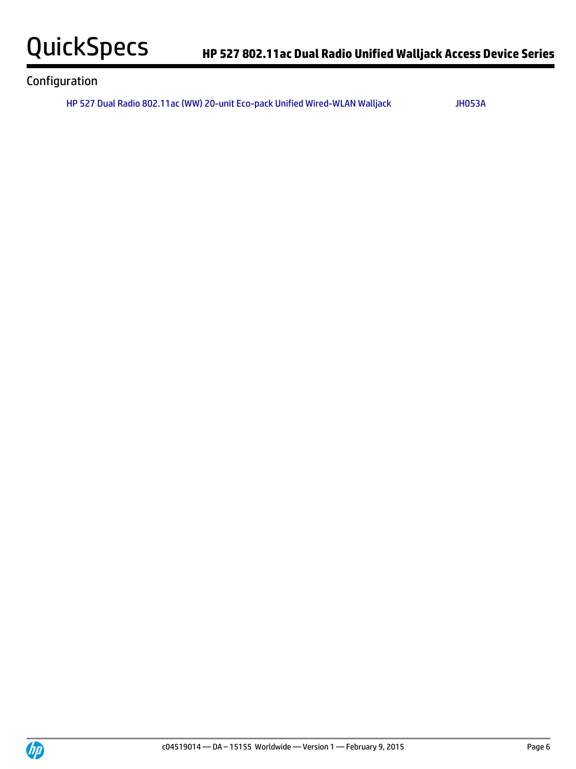## Configuration

| | |
|---|---|
| HP 527 Dual Radio 802.11ac (WW) 20-unit Eco-pack Unified Wired-WLAN Walljack | JH053A |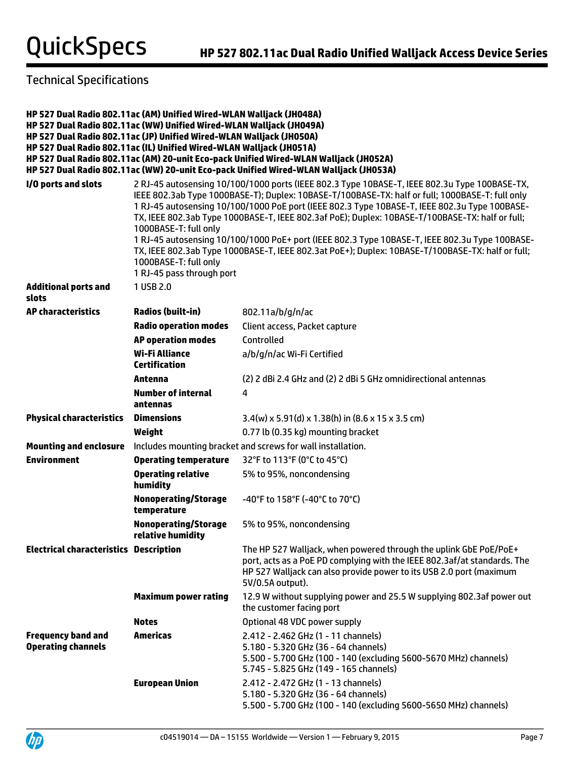## Technical Specifications

**HP 527 Dual Radio 802.11ac (AM) Unified Wired-WLAN Walljack (JH048A)**
**HP 527 Dual Radio 802.11ac (WW) Unified Wired-WLAN Walljack (JH049A)**
**HP 527 Dual Radio 802.11ac (JP) Unified Wired-WLAN Walljack (JH050A)**
**HP 527 Dual Radio 802.11ac (IL) Unified Wired-WLAN Walljack (JH051A)**
**HP 527 Dual Radio 802.11ac (AM) 20-unit Eco-pack Unified Wired-WLAN Walljack (JH052A)**
**HP 527 Dual Radio 802.11ac (WW) 20-unit Eco-pack Unified Wired-WLAN Walljack (JH053A)**

| | | |
|---|---|---|
| **I/O ports and slots** | 2 RJ-45 autosensing 10/100/1000 ports (IEEE 802.3 Type 10BASE-T, IEEE 802.3u Type 100BASE-TX, IEEE 802.3ab Type 1000BASE-T); Duplex: 10BASE-T/100BASE-TX: half or full; 1000BASE-T: full only<br>1 RJ-45 autosensing 10/100/1000 PoE port (IEEE 802.3 Type 10BASE-T, IEEE 802.3u Type 100BASE-TX, IEEE 802.3ab Type 1000BASE-T, IEEE 802.3af PoE); Duplex: 10BASE-T/100BASE-TX: half or full; 1000BASE-T: full only<br>1 RJ-45 autosensing 10/100/1000 PoE+ port (IEEE 802.3 Type 10BASE-T, IEEE 802.3u Type 100BASE-TX, IEEE 802.3ab Type 1000BASE-T, IEEE 802.3at PoE+); Duplex: 10BASE-T/100BASE-TX: half or full; 1000BASE-T: full only<br>1 RJ-45 pass through port | |
| **Additional ports and slots** | 1 USB 2.0 | |
| **AP characteristics** | **Radios (built-in)** | 802.11a/b/g/n/ac |
| | **Radio operation modes** | Client access, Packet capture |
| | **AP operation modes** | Controlled |
| | **Wi-Fi Alliance Certification** | a/b/g/n/ac Wi-Fi Certified |
| | **Antenna** | (2) 2 dBi 2.4 GHz and (2) 2 dBi 5 GHz omnidirectional antennas |
| | **Number of internal antennas** | 4 |
| **Physical characteristics** | **Dimensions** | 3.4(w) x 5.91(d) x 1.38(h) in (8.6 x 15 x 3.5 cm) |
| | **Weight** | 0.77 lb (0.35 kg) mounting bracket |
| **Mounting and enclosure** | Includes mounting bracket and screws for wall installation. | |
| **Environment** | **Operating temperature** | 32°F to 113°F (0°C to 45°C) |
| | **Operating relative humidity** | 5% to 95%, noncondensing |
| | **Nonoperating/Storage temperature** | -40°F to 158°F (-40°C to 70°C) |
| | **Nonoperating/Storage relative humidity** | 5% to 95%, noncondensing |
| **Electrical characteristics** | **Description** | The HP 527 Walljack, when powered through the uplink GbE PoE/PoE+ port, acts as a PoE PD complying with the IEEE 802.3af/at standards. The HP 527 Walljack can also provide power to its USB 2.0 port (maximum 5V/0.5A output). |
| | **Maximum power rating** | 12.9 W without supplying power and 25.5 W supplying 802.3af power out the customer facing port |
| | **Notes** | Optional 48 VDC power supply |
| **Frequency band and Operating channels** | **Americas** | 2.412 - 2.462 GHz (1 - 11 channels)<br>5.180 - 5.320 GHz (36 - 64 channels)<br>5.500 - 5.700 GHz (100 - 140 (excluding 5600-5670 MHz) channels)<br>5.745 - 5.825 GHz (149 - 165 channels) |
| | **European Union** | 2.412 - 2.472 GHz (1 - 13 channels)<br>5.180 - 5.320 GHz (36 - 64 channels)<br>5.500 - 5.700 GHz (100 - 140 (excluding 5600-5650 MHz) channels) |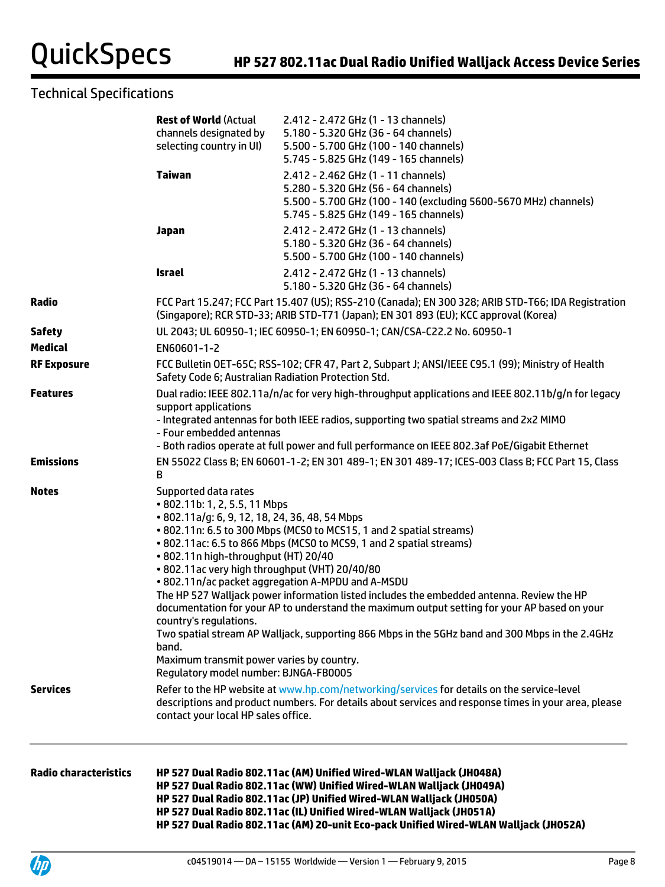## Technical Specifications

| | | |
|---|---|---|
| | **Rest of World** (Actual channels designated by selecting country in UI) | 2.412 - 2.472 GHz (1 - 13 channels)<br>5.180 - 5.320 GHz (36 - 64 channels)<br>5.500 - 5.700 GHz (100 - 140 channels)<br>5.745 - 5.825 GHz (149 - 165 channels) |
| | **Taiwan** | 2.412 - 2.462 GHz (1 - 11 channels)<br>5.280 - 5.320 GHz (56 - 64 channels)<br>5.500 - 5.700 GHz (100 - 140 (excluding 5600-5670 MHz) channels)<br>5.745 - 5.825 GHz (149 - 165 channels) |
| | **Japan** | 2.412 - 2.472 GHz (1 - 13 channels)<br>5.180 - 5.320 GHz (36 - 64 channels)<br>5.500 - 5.700 GHz (100 - 140 channels) |
| | **Israel** | 2.412 - 2.472 GHz (1 - 13 channels)<br>5.180 - 5.320 GHz (36 - 64 channels) |
| **Radio** | FCC Part 15.247; FCC Part 15.407 (US); RSS-210 (Canada); EN 300 328; ARIB STD-T66; IDA Registration (Singapore); RCR STD-33; ARIB STD-T71 (Japan); EN 301 893 (EU); KCC approval (Korea) | |
| **Safety** | UL 2043; UL 60950-1; IEC 60950-1; EN 60950-1; CAN/CSA-C22.2 No. 60950-1 | |
| **Medical** | EN60601-1-2 | |
| **RF Exposure** | FCC Bulletin OET-65C; RSS-102; CFR 47, Part 2, Subpart J; ANSI/IEEE C95.1 (99); Ministry of Health Safety Code 6; Australian Radiation Protection Std. | |
| **Features** | Dual radio: IEEE 802.11a/n/ac for very high-throughput applications and IEEE 802.11b/g/n for legacy support applications<br>- Integrated antennas for both IEEE radios, supporting two spatial streams and 2x2 MIMO<br>- Four embedded antennas<br>- Both radios operate at full power and full performance on IEEE 802.3af PoE/Gigabit Ethernet | |
| **Emissions** | EN 55022 Class B; EN 60601-1-2; EN 301 489-1; EN 301 489-17; ICES-003 Class B; FCC Part 15, Class B | |
| **Notes** | Supported data rates<br>• 802.11b: 1, 2, 5.5, 11 Mbps<br>• 802.11a/g: 6, 9, 12, 18, 24, 36, 48, 54 Mbps<br>• 802.11n: 6.5 to 300 Mbps (MCS0 to MCS15, 1 and 2 spatial streams)<br>• 802.11ac: 6.5 to 866 Mbps (MCS0 to MCS9, 1 and 2 spatial streams)<br>• 802.11n high-throughput (HT) 20/40<br>• 802.11ac very high throughput (VHT) 20/40/80<br>• 802.11n/ac packet aggregation A-MPDU and A-MSDU<br>The HP 527 Walljack power information listed includes the embedded antenna. Review the HP documentation for your AP to understand the maximum output setting for your AP based on your country's regulations.<br>Two spatial stream AP Walljack, supporting 866 Mbps in the 5GHz band and 300 Mbps in the 2.4GHz band.<br>Maximum transmit power varies by country.<br>Regulatory model number: BJNGA-FB0005 | |
| **Services** | Refer to the HP website at www.hp.com/networking/services for details on the service-level descriptions and product numbers. For details about services and response times in your area, please contact your local HP sales office. | |

---

**Radio characteristics**

**HP 527 Dual Radio 802.11ac (AM) Unified Wired-WLAN Walljack (JH048A)**
**HP 527 Dual Radio 802.11ac (WW) Unified Wired-WLAN Walljack (JH049A)**
**HP 527 Dual Radio 802.11ac (JP) Unified Wired-WLAN Walljack (JH050A)**
**HP 527 Dual Radio 802.11ac (IL) Unified Wired-WLAN Walljack (JH051A)**
**HP 527 Dual Radio 802.11ac (AM) 20-unit Eco-pack Unified Wired-WLAN Walljack (JH052A)**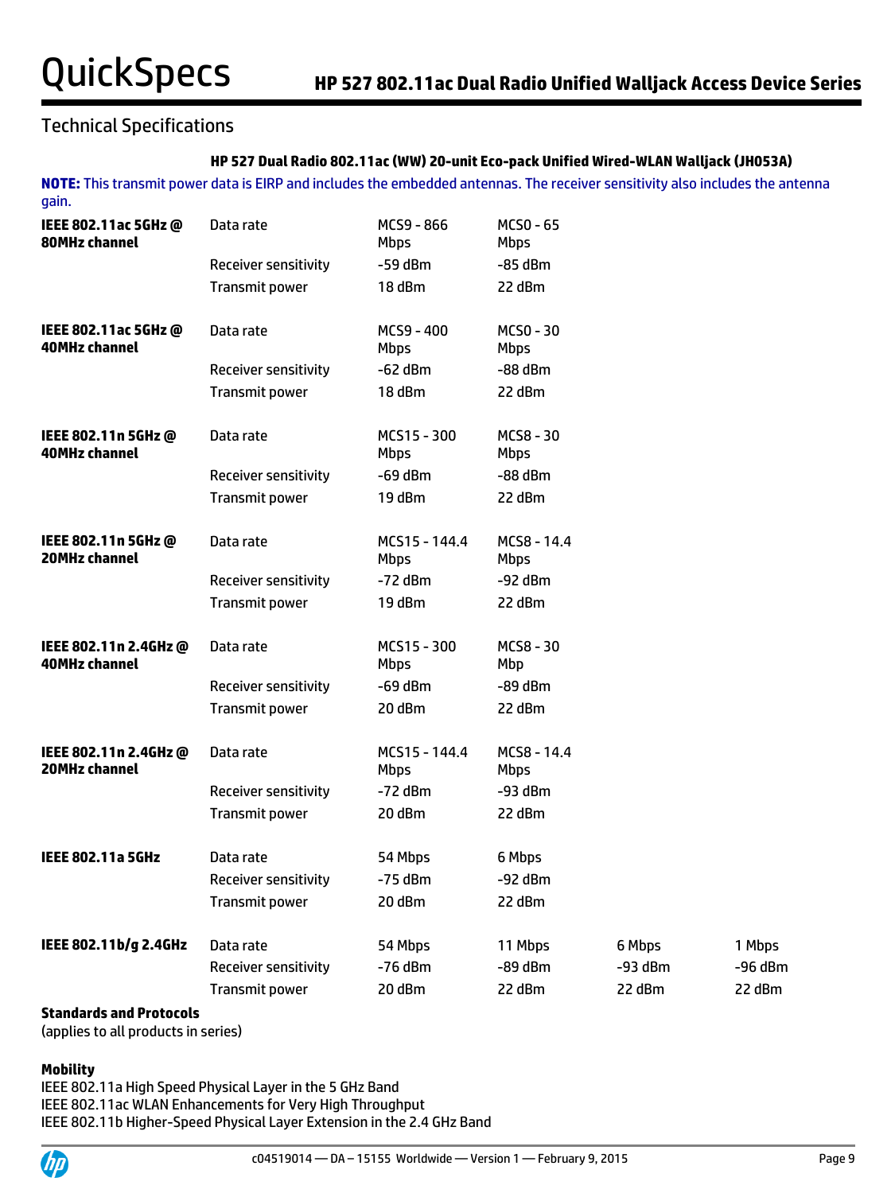## Technical Specifications

**HP 527 Dual Radio 802.11ac (WW) 20-unit Eco-pack Unified Wired-WLAN Walljack (JH053A)**

**NOTE:** This transmit power data is EIRP and includes the embedded antennas. The receiver sensitivity also includes the antenna gain.

| | | | | | |
|---|---|---|---|---|---|
| **IEEE 802.11ac 5GHz @ 80MHz channel** | Data rate | MCS9 - 866 Mbps | MCS0 - 65 Mbps | | |
| | Receiver sensitivity | -59 dBm | -85 dBm | | |
| | Transmit power | 18 dBm | 22 dBm | | |
| **IEEE 802.11ac 5GHz @ 40MHz channel** | Data rate | MCS9 - 400 Mbps | MCS0 - 30 Mbps | | |
| | Receiver sensitivity | -62 dBm | -88 dBm | | |
| | Transmit power | 18 dBm | 22 dBm | | |
| **IEEE 802.11n 5GHz @ 40MHz channel** | Data rate | MCS15 - 300 Mbps | MCS8 - 30 Mbps | | |
| | Receiver sensitivity | -69 dBm | -88 dBm | | |
| | Transmit power | 19 dBm | 22 dBm | | |
| **IEEE 802.11n 5GHz @ 20MHz channel** | Data rate | MCS15 - 144.4 Mbps | MCS8 - 14.4 Mbps | | |
| | Receiver sensitivity | -72 dBm | -92 dBm | | |
| | Transmit power | 19 dBm | 22 dBm | | |
| **IEEE 802.11n 2.4GHz @ 40MHz channel** | Data rate | MCS15 - 300 Mbps | MCS8 - 30 Mbp | | |
| | Receiver sensitivity | -69 dBm | -89 dBm | | |
| | Transmit power | 20 dBm | 22 dBm | | |
| **IEEE 802.11n 2.4GHz @ 20MHz channel** | Data rate | MCS15 - 144.4 Mbps | MCS8 - 14.4 Mbps | | |
| | Receiver sensitivity | -72 dBm | -93 dBm | | |
| | Transmit power | 20 dBm | 22 dBm | | |
| **IEEE 802.11a 5GHz** | Data rate | 54 Mbps | 6 Mbps | | |
| | Receiver sensitivity | -75 dBm | -92 dBm | | |
| | Transmit power | 20 dBm | 22 dBm | | |
| **IEEE 802.11b/g 2.4GHz** | Data rate | 54 Mbps | 11 Mbps | 6 Mbps | 1 Mbps |
| | Receiver sensitivity | -76 dBm | -89 dBm | -93 dBm | -96 dBm |
| | Transmit power | 20 dBm | 22 dBm | 22 dBm | 22 dBm |

**Standards and Protocols**
(applies to all products in series)

**Mobility**
IEEE 802.11a High Speed Physical Layer in the 5 GHz Band
IEEE 802.11ac WLAN Enhancements for Very High Throughput
IEEE 802.11b Higher-Speed Physical Layer Extension in the 2.4 GHz Band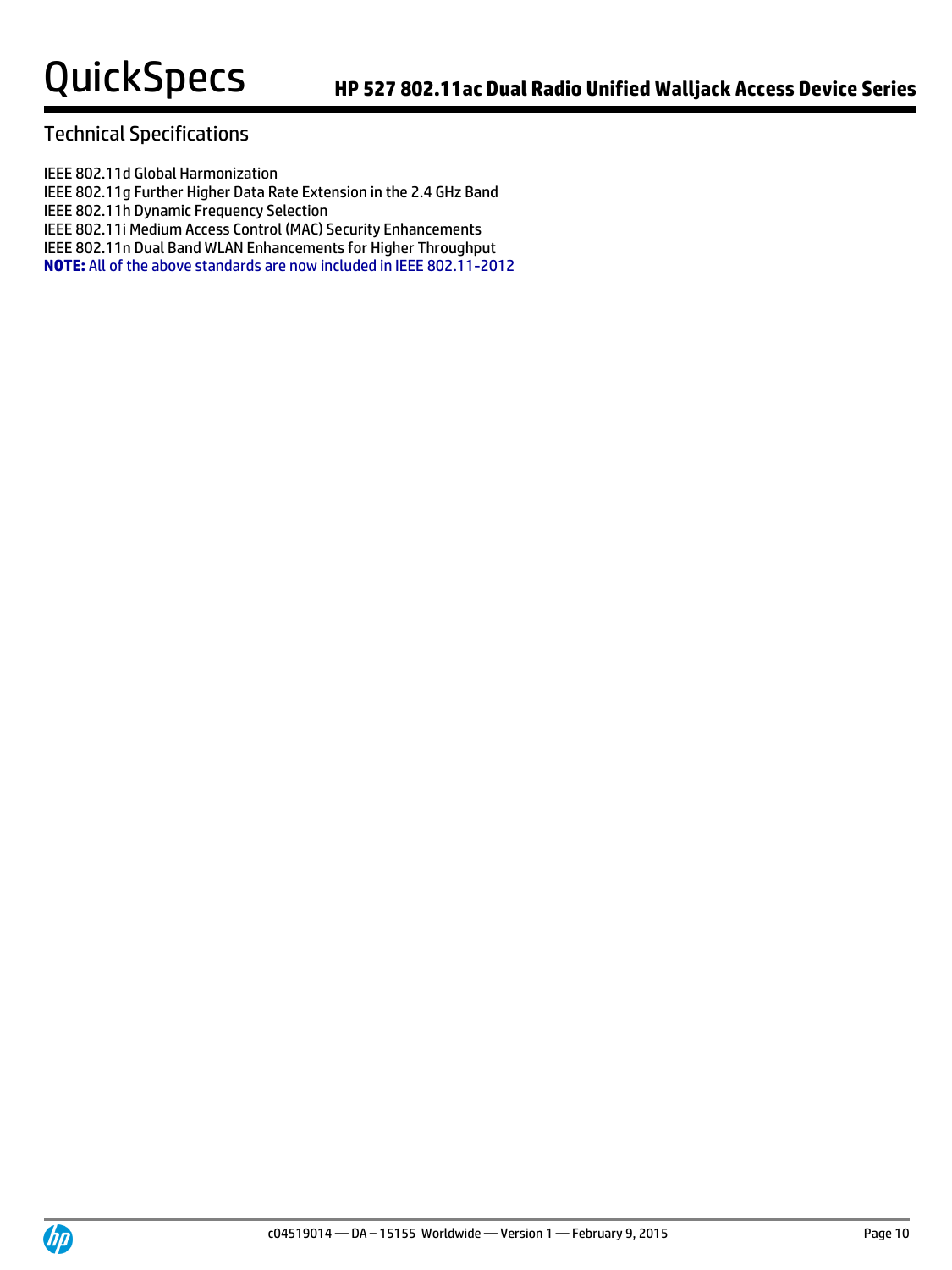## Technical Specifications

IEEE 802.11d Global Harmonization
IEEE 802.11g Further Higher Data Rate Extension in the 2.4 GHz Band
IEEE 802.11h Dynamic Frequency Selection
IEEE 802.11i Medium Access Control (MAC) Security Enhancements
IEEE 802.11n Dual Band WLAN Enhancements for Higher Throughput
**NOTE:** All of the above standards are now included in IEEE 802.11-2012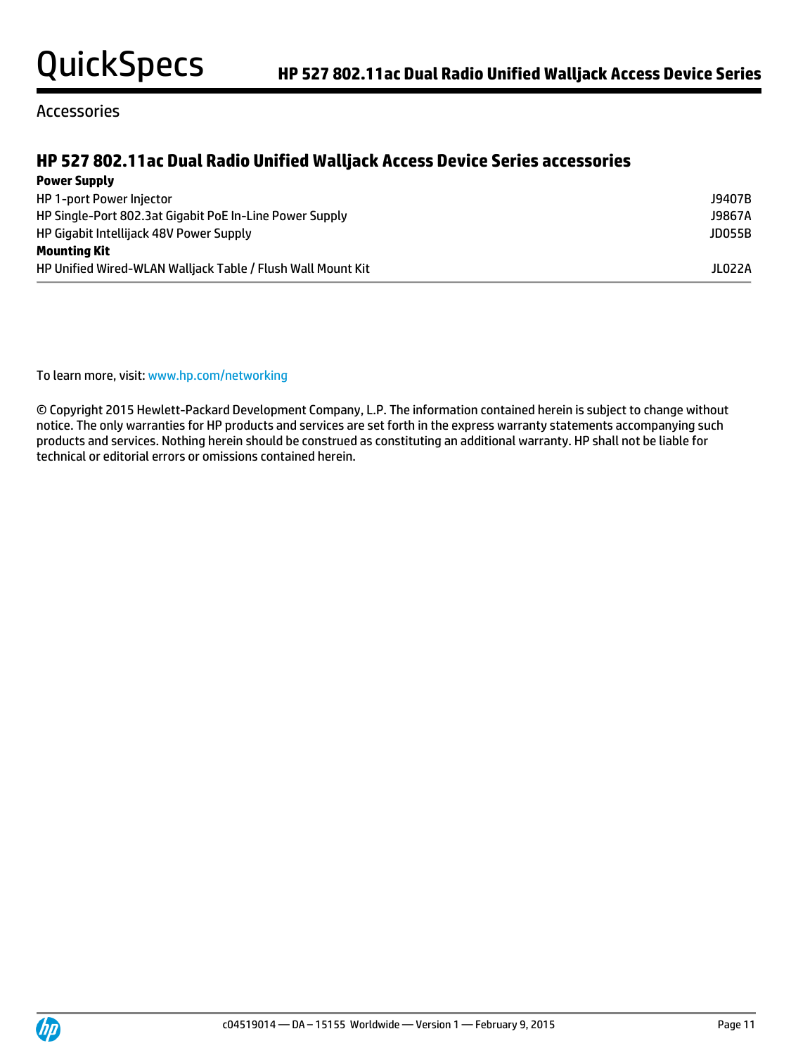Accessories

## HP 527 802.11ac Dual Radio Unified Walljack Access Device Series accessories

| | |
|---|---|
| **Power Supply** | |
| HP 1-port Power Injector | J9407B |
| HP Single-Port 802.3at Gigabit PoE In-Line Power Supply | J9867A |
| HP Gigabit Intellijack 48V Power Supply | JD055B |
| **Mounting Kit** | |
| HP Unified Wired-WLAN Walljack Table / Flush Wall Mount Kit | JL022A |

To learn more, visit: www.hp.com/networking

© Copyright 2015 Hewlett-Packard Development Company, L.P. The information contained herein is subject to change without notice. The only warranties for HP products and services are set forth in the express warranty statements accompanying such products and services. Nothing herein should be construed as constituting an additional warranty. HP shall not be liable for technical or editorial errors or omissions contained herein.

c04519014 — DA – 15155 Worldwide — Version 1 — February 9, 2015